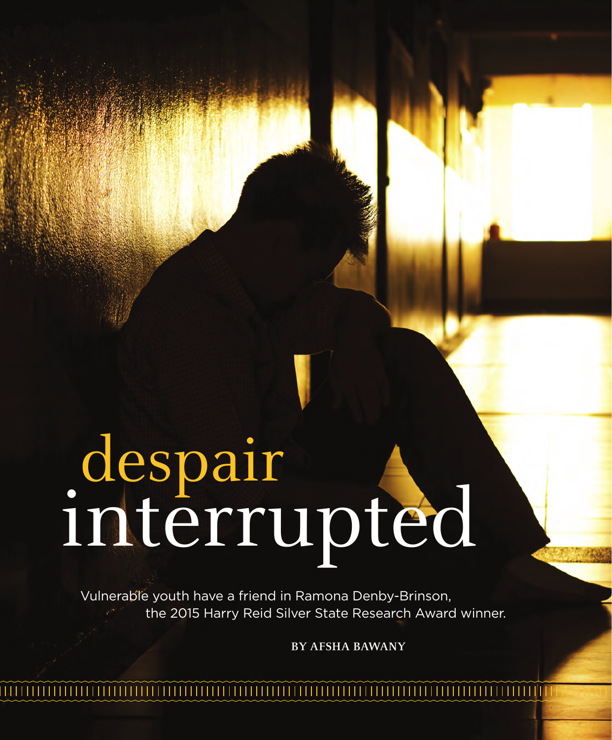# despair interrupted

Vulnerable youth have a friend in Ramona Denby-Brinson, the 2015 Harry Reid Silver State Research Award winner.

**BY AFSHA BAWANY**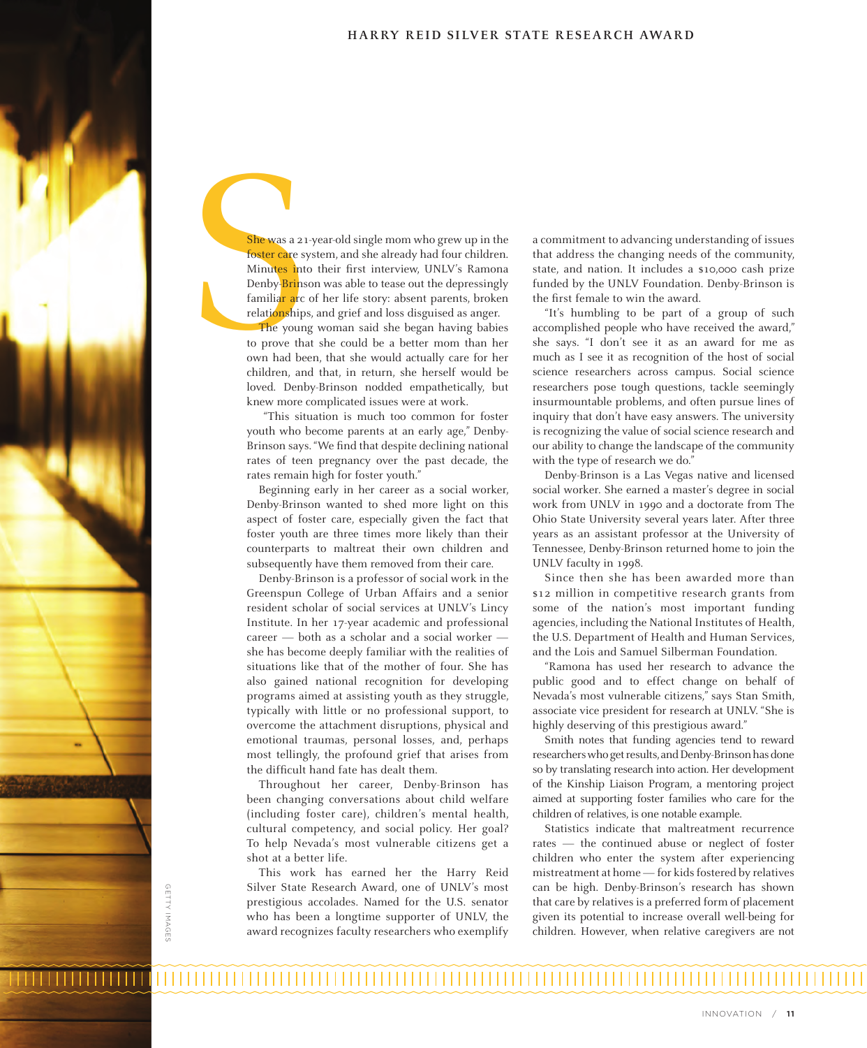She was a 21-year-old single mom who grew up in the foster care system, and she already had four children. Minutes into their first interview, UNLV's Ramona Denby-Brinson was able to tease out the depressingly familiar arc of her life story: absent parents, broken relationships, and grief and loss disguised as anger.

The young woman said she began having babies to prove that she could be a better mom than her own had been, that she would actually care for her children, and that, in return, she herself would be loved. Denby-Brinson nodded empathetically, but knew more complicated issues were at work.

"This situation is much too common for foster youth who become parents at an early age," Denby-Brinson says. "We find that despite declining national rates of teen pregnancy over the past decade, the rates remain high for foster youth."

Beginning early in her career as a social worker, Denby-Brinson wanted to shed more light on this aspect of foster care, especially given the fact that foster youth are three times more likely than their counterparts to maltreat their own children and subsequently have them removed from their care.

Denby-Brinson is a professor of social work in the Greenspun College of Urban Affairs and a senior resident scholar of social services at UNLV's Lincy Institute. In her 17-year academic and professional career — both as a scholar and a social worker — she has become deeply familiar with the realities of situations like that of the mother of four. She has also gained national recognition for developing programs aimed at assisting youth as they struggle, typically with little or no professional support, to overcome the attachment disruptions, physical and emotional traumas, personal losses, and, perhaps most tellingly, the profound grief that arises from the difficult hand fate has dealt them.

Throughout her career, Denby-Brinson has been changing conversations about child welfare (including foster care), children's mental health, cultural competency, and social policy. Her goal? To help Nevada's most vulnerable citizens get a shot at a better life.

This work has earned her the Harry Reid Silver State Research Award, one of UNLV's most prestigious accolades. Named for the U.S. senator who has been a longtime supporter of UNLV, the award recognizes faculty researchers who exemplify a commitment to advancing understanding of issues that address the changing needs of the community, state, and nation. It includes a $10,000 cash prize funded by the UNLV Foundation. Denby-Brinson is the first female to win the award.

"It's humbling to be part of a group of such accomplished people who have received the award," she says. "I don't see it as an award for me as much as I see it as recognition of the host of social science researchers across campus. Social science researchers pose tough questions, tackle seemingly insurmountable problems, and often pursue lines of inquiry that don't have easy answers. The university is recognizing the value of social science research and our ability to change the landscape of the community with the type of research we do."

Denby-Brinson is a Las Vegas native and licensed social worker. She earned a master's degree in social work from UNLV in 1990 and a doctorate from The Ohio State University several years later. After three years as an assistant professor at the University of Tennessee, Denby-Brinson returned home to join the UNLV faculty in 1998.

Since then she has been awarded more than $12 million in competitive research grants from some of the nation's most important funding agencies, including the National Institutes of Health, the U.S. Department of Health and Human Services, and the Lois and Samuel Silberman Foundation.

"Ramona has used her research to advance the public good and to effect change on behalf of Nevada's most vulnerable citizens," says Stan Smith, associate vice president for research at UNLV. "She is highly deserving of this prestigious award."

Smith notes that funding agencies tend to reward researchers who get results, and Denby-Brinson has done so by translating research into action. Her development of the Kinship Liaison Program, a mentoring project aimed at supporting foster families who care for the children of relatives, is one notable example.

Statistics indicate that maltreatment recurrence rates — the continued abuse or neglect of foster children who enter the system after experiencing mistreatment at home — for kids fostered by relatives can be high. Denby-Brinson's research has shown that care by relatives is a preferred form of placement given its potential to increase overall well-being for children. However, when relative caregivers are not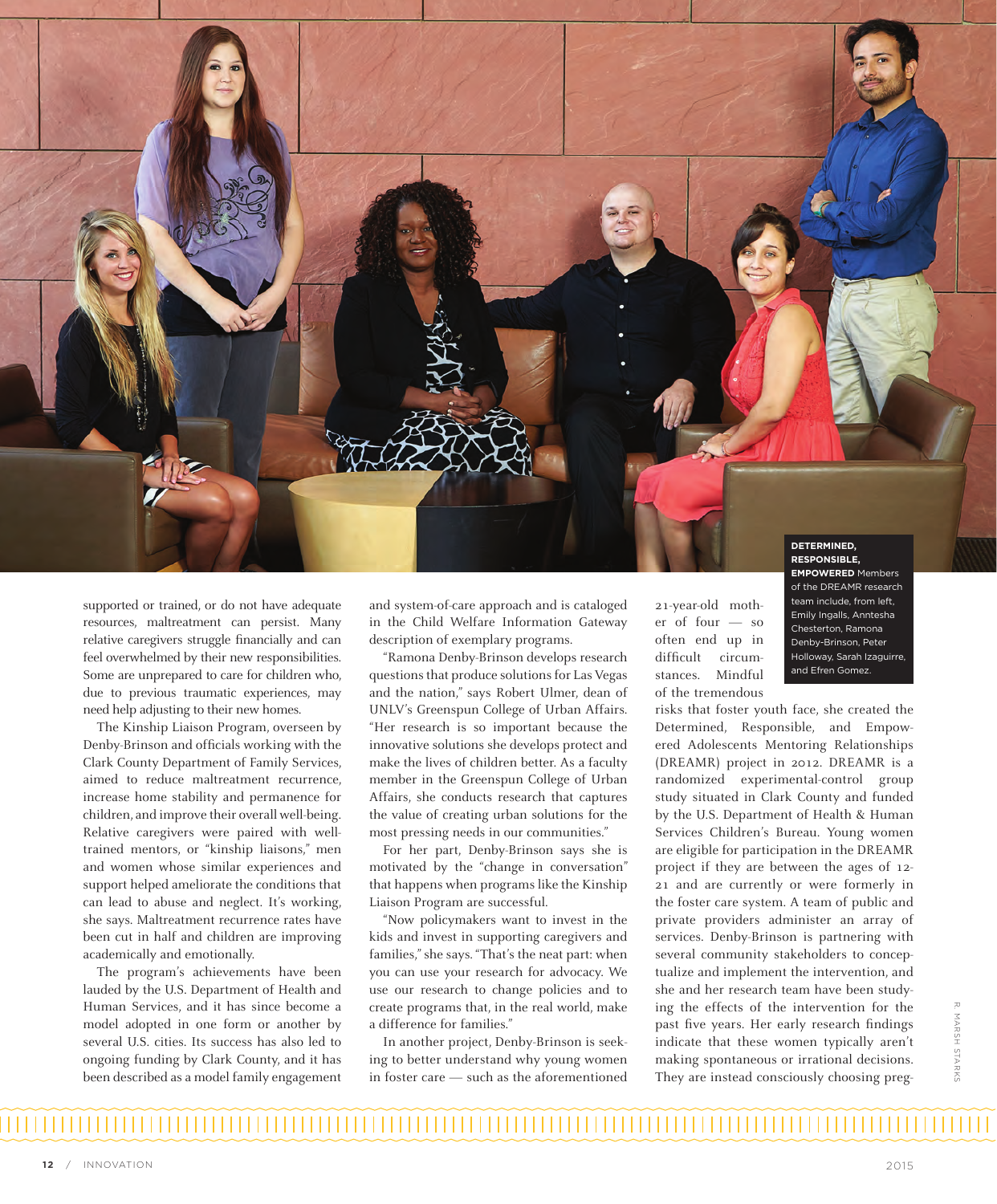**DETERMINED, RESPONSIBLE, EMPOWERED** Members of the DREAMR research team include, from left, Emily Ingalls, Antnesha Chesterton, Ramona Denby-Brinson, Peter Holloway, Sarah Izaguirre, and Efren Gomez.

supported or trained, or do not have adequate resources, maltreatment can persist. Many relative caregivers struggle financially and can feel overwhelmed by their new responsibilities. Some are unprepared to care for children who, due to previous traumatic experiences, may need help adjusting to their new homes.

The Kinship Liaison Program, overseen by Denby-Brinson and officials working with the Clark County Department of Family Services, aimed to reduce maltreatment recurrence, increase home stability and permanence for children, and improve their overall well-being. Relative caregivers were paired with well-trained mentors, or "kinship liaisons," men and women whose similar experiences and support helped ameliorate the conditions that can lead to abuse and neglect. It's working, she says. Maltreatment recurrence rates have been cut in half and children are improving academically and emotionally.

The program's achievements have been lauded by the U.S. Department of Health and Human Services, and it has since become a model adopted in one form or another by several U.S. cities. Its success has also led to ongoing funding by Clark County, and it has been described as a model family engagement and system-of-care approach and is cataloged in the Child Welfare Information Gateway description of exemplary programs.

"Ramona Denby-Brinson develops research questions that produce solutions for Las Vegas and the nation," says Robert Ulmer, dean of UNLV's Greenspun College of Urban Affairs. "Her research is so important because the innovative solutions she develops protect and make the lives of children better. As a faculty member in the Greenspun College of Urban Affairs, she conducts research that captures the value of creating urban solutions for the most pressing needs in our communities."

For her part, Denby-Brinson says she is motivated by the "change in conversation" that happens when programs like the Kinship Liaison Program are successful.

"Now policymakers want to invest in the kids and invest in supporting caregivers and families," she says. "That's the neat part: when you can use your research for advocacy. We use our research to change policies and to create programs that, in the real world, make a difference for families."

In another project, Denby-Brinson is seeking to better understand why young women in foster care — such as the aforementioned 21-year-old mother of four — so often end up in difficult circumstances. Mindful of the tremendous risks that foster youth face, she created the Determined, Responsible, and Empowered Adolescents Mentoring Relationships (DREAMR) project in 2012. DREAMR is a randomized experimental-control group study situated in Clark County and funded by the U.S. Department of Health & Human Services Children's Bureau. Young women are eligible for participation in the DREAMR project if they are between the ages of 12-21 and are currently or were formerly in the foster care system. A team of public and private providers administer an array of services. Denby-Brinson is partnering with several community stakeholders to conceptualize and implement the intervention, and she and her research team have been studying the effects of the intervention for the past five years. Her early research findings indicate that these women typically aren't making spontaneous or irrational decisions. They are instead consciously choosing preg-

R. MARSH STARKS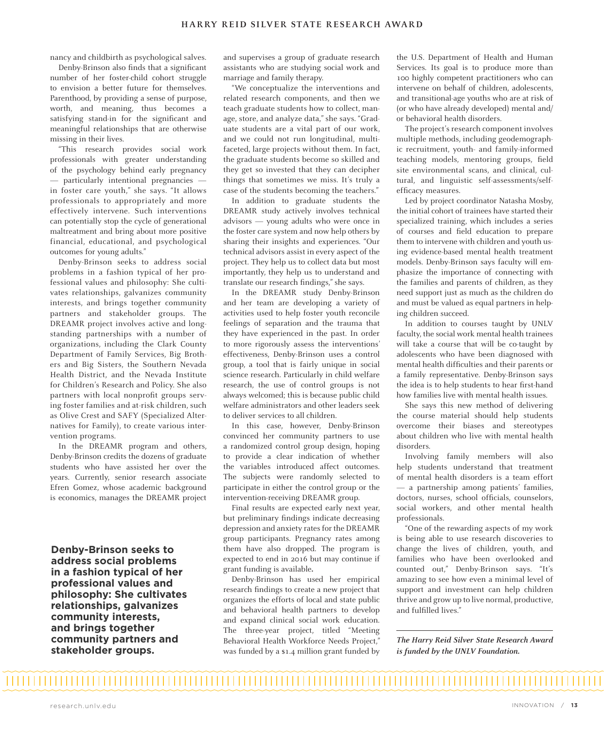nancy and childbirth as psychological salves.

Denby-Brinson also finds that a significant number of her foster-child cohort struggle to envision a better future for themselves. Parenthood, by providing a sense of purpose, worth, and meaning, thus becomes a satisfying stand-in for the significant and meaningful relationships that are otherwise missing in their lives.

"This research provides social work professionals with greater understanding of the psychology behind early pregnancy — particularly intentional pregnancies — in foster care youth," she says. "It allows professionals to appropriately and more effectively intervene. Such interventions can potentially stop the cycle of generational maltreatment and bring about more positive financial, educational, and psychological outcomes for young adults."

Denby-Brinson seeks to address social problems in a fashion typical of her professional values and philosophy: She cultivates relationships, galvanizes community interests, and brings together community partners and stakeholder groups. The DREAMR project involves active and longstanding partnerships with a number of organizations, including the Clark County Department of Family Services, Big Brothers and Big Sisters, the Southern Nevada Health District, and the Nevada Institute for Children's Research and Policy. She also partners with local nonprofit groups serving foster families and at-risk children, such as Olive Crest and SAFY (Specialized Alternatives for Family), to create various intervention programs.

In the DREAMR program and others, Denby-Brinson credits the dozens of graduate students who have assisted her over the years. Currently, senior research associate Efren Gomez, whose academic background is economics, manages the DREAMR project and supervises a group of graduate research assistants who are studying social work and marriage and family therapy.

"We conceptualize the interventions and related research components, and then we teach graduate students how to collect, manage, store, and analyze data," she says. "Graduate students are a vital part of our work, and we could not run longitudinal, multifaceted, large projects without them. In fact, the graduate students become so skilled and they get so invested that they can decipher things that sometimes we miss. It's truly a case of the students becoming the teachers."

**Denby-Brinson seeks to address social problems in a fashion typical of her professional values and philosophy: She cultivates relationships, galvanizes community interests, and brings together community partners and stakeholder groups.**

In addition to graduate students the DREAMR study actively involves technical advisors — young adults who were once in the foster care system and now help others by sharing their insights and experiences. "Our technical advisors assist in every aspect of the project. They help us to collect data but most importantly, they help us to understand and translate our research findings," she says.

In the DREAMR study Denby-Brinson and her team are developing a variety of activities used to help foster youth reconcile feelings of separation and the trauma that they have experienced in the past. In order to more rigorously assess the interventions' effectiveness, Denby-Brinson uses a control group, a tool that is fairly unique in social science research. Particularly in child welfare research, the use of control groups is not always welcomed; this is because public child welfare administrators and other leaders seek to deliver services to all children.

In this case, however, Denby-Brinson convinced her community partners to use a randomized control group design, hoping to provide a clear indication of whether the variables introduced affect outcomes. The subjects were randomly selected to participate in either the control group or the intervention-receiving DREAMR group.

Final results are expected early next year, but preliminary findings indicate decreasing depression and anxiety rates for the DREAMR group participants. Pregnancy rates among them have also dropped. The program is expected to end in 2016 but may continue if grant funding is available.

Denby-Brinson has used her empirical research findings to create a new project that organizes the efforts of local and state public and behavioral health partners to develop and expand clinical social work education. The three-year project, titled "Meeting Behavioral Health Workforce Needs Project," was funded by a $1.4 million grant funded by the U.S. Department of Health and Human Services. Its goal is to produce more than 100 highly competent practitioners who can intervene on behalf of children, adolescents, and transitional-age youths who are at risk of (or who have already developed) mental and/or behavioral health disorders.

The project's research component involves multiple methods, including geodemographic recruitment, youth- and family-informed teaching models, mentoring groups, field site environmental scans, and clinical, cultural, and linguistic self-assessments/self-efficacy measures.

Led by project coordinator Natasha Mosby, the initial cohort of trainees have started their specialized training, which includes a series of courses and field education to prepare them to intervene with children and youth using evidence-based mental health treatment models. Denby-Brinson says faculty will emphasize the importance of connecting with the families and parents of children, as they need support just as much as the children do and must be valued as equal partners in helping children succeed.

In addition to courses taught by UNLV faculty, the social work mental health trainees will take a course that will be co-taught by adolescents who have been diagnosed with mental health difficulties and their parents or a family representative. Denby-Brinson says the idea is to help students to hear first-hand how families live with mental health issues.

She says this new method of delivering the course material should help students overcome their biases and stereotypes about children who live with mental health disorders.

Involving family members will also help students understand that treatment of mental health disorders is a team effort — a partnership among patients' families, doctors, nurses, school officials, counselors, social workers, and other mental health professionals.

"One of the rewarding aspects of my work is being able to use research discoveries to change the lives of children, youth, and families who have been overlooked and counted out," Denby-Brinson says. "It's amazing to see how even a minimal level of support and investment can help children thrive and grow up to live normal, productive, and fulfilled lives."

---

***The Harry Reid Silver State Research Award is funded by the UNLV Foundation.***